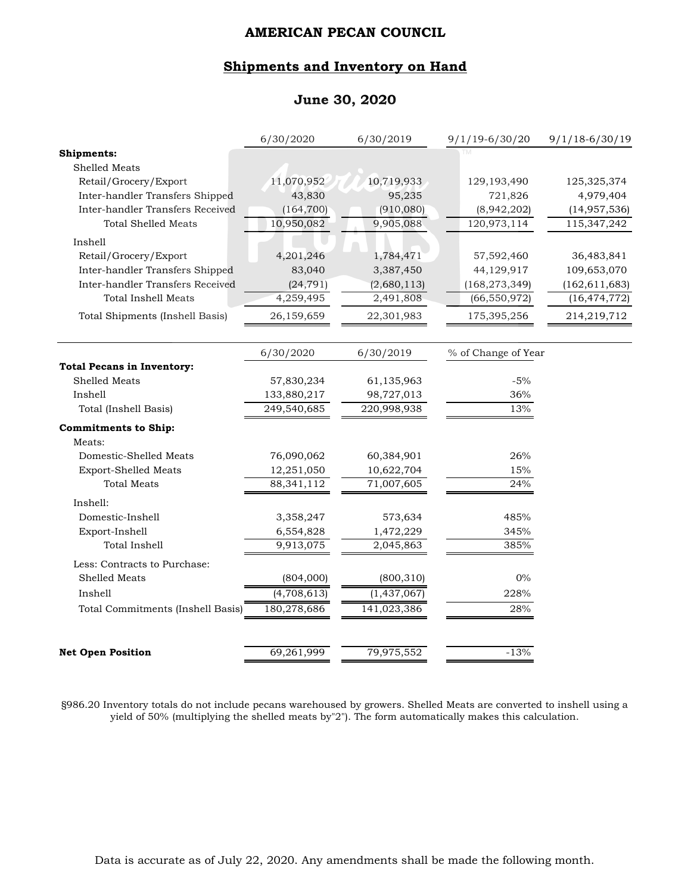# AMERICAN PECAN COUNCIL

## Shipments and Inventory on Hand

### June 30, 2020

| | 6/30/2020 | 6/30/2019 | 9/1/19-6/30/20 | 9/1/18-6/30/19 |
|---|---|---|---|---|
| **Shipments:** | | | | |
| Shelled Meats | | | | |
| Retail/Grocery/Export | 11,070,952 | 10,719,933 | 129,193,490 | 125,325,374 |
| Inter-handler Transfers Shipped | 43,830 | 95,235 | 721,826 | 4,979,404 |
| Inter-handler Transfers Received | (164,700) | (910,080) | (8,942,202) | (14,957,536) |
| Total Shelled Meats | 10,950,082 | 9,905,088 | 120,973,114 | 115,347,242 |
| Inshell | | | | |
| Retail/Grocery/Export | 4,201,246 | 1,784,471 | 57,592,460 | 36,483,841 |
| Inter-handler Transfers Shipped | 83,040 | 3,387,450 | 44,129,917 | 109,653,070 |
| Inter-handler Transfers Received | (24,791) | (2,680,113) | (168,273,349) | (162,611,683) |
| Total Inshell Meats | 4,259,495 | 2,491,808 | (66,550,972) | (16,474,772) |
| Total Shipments (Inshell Basis) | 26,159,659 | 22,301,983 | 175,395,256 | 214,219,712 |

| | 6/30/2020 | 6/30/2019 | % of Change of Year |
|---|---|---|---|
| **Total Pecans in Inventory:** | | | |
| Shelled Meats | 57,830,234 | 61,135,963 | -5% |
| Inshell | 133,880,217 | 98,727,013 | 36% |
| Total (Inshell Basis) | 249,540,685 | 220,998,938 | 13% |
| **Commitments to Ship:** | | | |
| Meats: | | | |
| Domestic-Shelled Meats | 76,090,062 | 60,384,901 | 26% |
| Export-Shelled Meats | 12,251,050 | 10,622,704 | 15% |
| Total Meats | 88,341,112 | 71,007,605 | 24% |
| Inshell: | | | |
| Domestic-Inshell | 3,358,247 | 573,634 | 485% |
| Export-Inshell | 6,554,828 | 1,472,229 | 345% |
| Total Inshell | 9,913,075 | 2,045,863 | 385% |
| Less: Contracts to Purchase: | | | |
| Shelled Meats | (804,000) | (800,310) | 0% |
| Inshell | (4,708,613) | (1,437,067) | 228% |
| Total Commitments (Inshell Basis) | 180,278,686 | 141,023,386 | 28% |
| **Net Open Position** | 69,261,999 | 79,975,552 | -13% |

§986.20 Inventory totals do not include pecans warehoused by growers. Shelled Meats are converted to inshell using a yield of 50% (multiplying the shelled meats by"2"). The form automatically makes this calculation.

Data is accurate as of July 22, 2020. Any amendments shall be made the following month.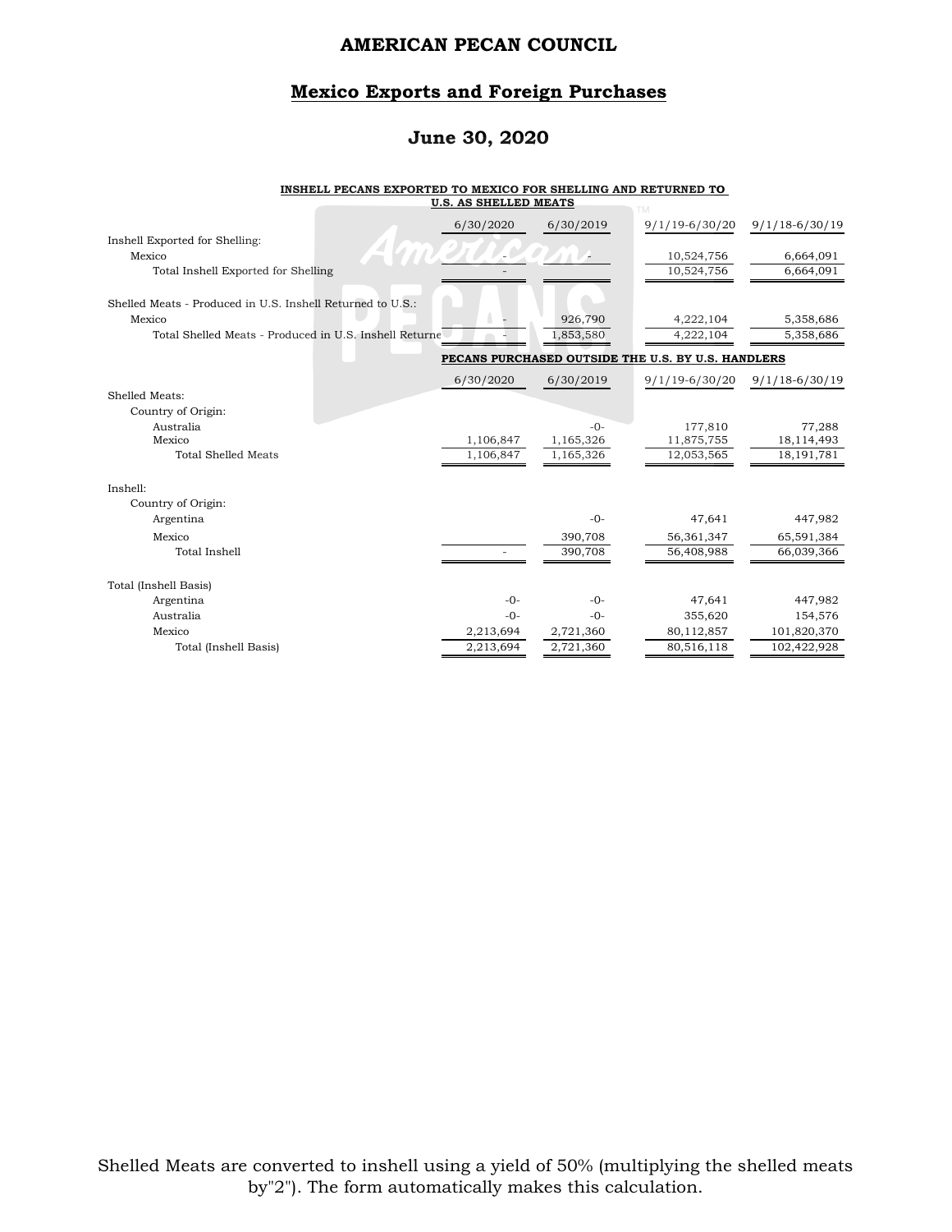# AMERICAN PECAN COUNCIL

## Mexico Exports and Foreign Purchases

## June 30, 2020

**INSHELL PECANS EXPORTED TO MEXICO FOR SHELLING AND RETURNED TO U.S. AS SHELLED MEATS**

| | 6/30/2020 | 6/30/2019 | 9/1/19-6/30/20 | 9/1/18-6/30/19 |
|---|---|---|---|---|
| Inshell Exported for Shelling: | | | | |
| Mexico | - | - | 10,524,756 | 6,664,091 |
| Total Inshell Exported for Shelling | - | | 10,524,756 | 6,664,091 |
| | | | | |
| Shelled Meats - Produced in U.S. Inshell Returned to U.S.: | | | | |
| Mexico | - | 926,790 | 4,222,104 | 5,358,686 |
| Total Shelled Meats - Produced in U.S. Inshell Returne | - | 1,853,580 | 4,222,104 | 5,358,686 |

**PECANS PURCHASED OUTSIDE THE U.S. BY U.S. HANDLERS**

| | 6/30/2020 | 6/30/2019 | 9/1/19-6/30/20 | 9/1/18-6/30/19 |
|---|---|---|---|---|
| Shelled Meats: | | | | |
| Country of Origin: | | | | |
| Australia | | -0- | 177,810 | 77,288 |
| Mexico | 1,106,847 | 1,165,326 | 11,875,755 | 18,114,493 |
| Total Shelled Meats | 1,106,847 | 1,165,326 | 12,053,565 | 18,191,781 |
| | | | | |
| Inshell: | | | | |
| Country of Origin: | | | | |
| Argentina | | -0- | 47,641 | 447,982 |
| Mexico | | 390,708 | 56,361,347 | 65,591,384 |
| Total Inshell | - | 390,708 | 56,408,988 | 66,039,366 |
| | | | | |
| Total (Inshell Basis) | | | | |
| Argentina | -0- | -0- | 47,641 | 447,982 |
| Australia | -0- | -0- | 355,620 | 154,576 |
| Mexico | 2,213,694 | 2,721,360 | 80,112,857 | 101,820,370 |
| Total (Inshell Basis) | 2,213,694 | 2,721,360 | 80,516,118 | 102,422,928 |

Shelled Meats are converted to inshell using a yield of 50% (multiplying the shelled meats by"2"). The form automatically makes this calculation.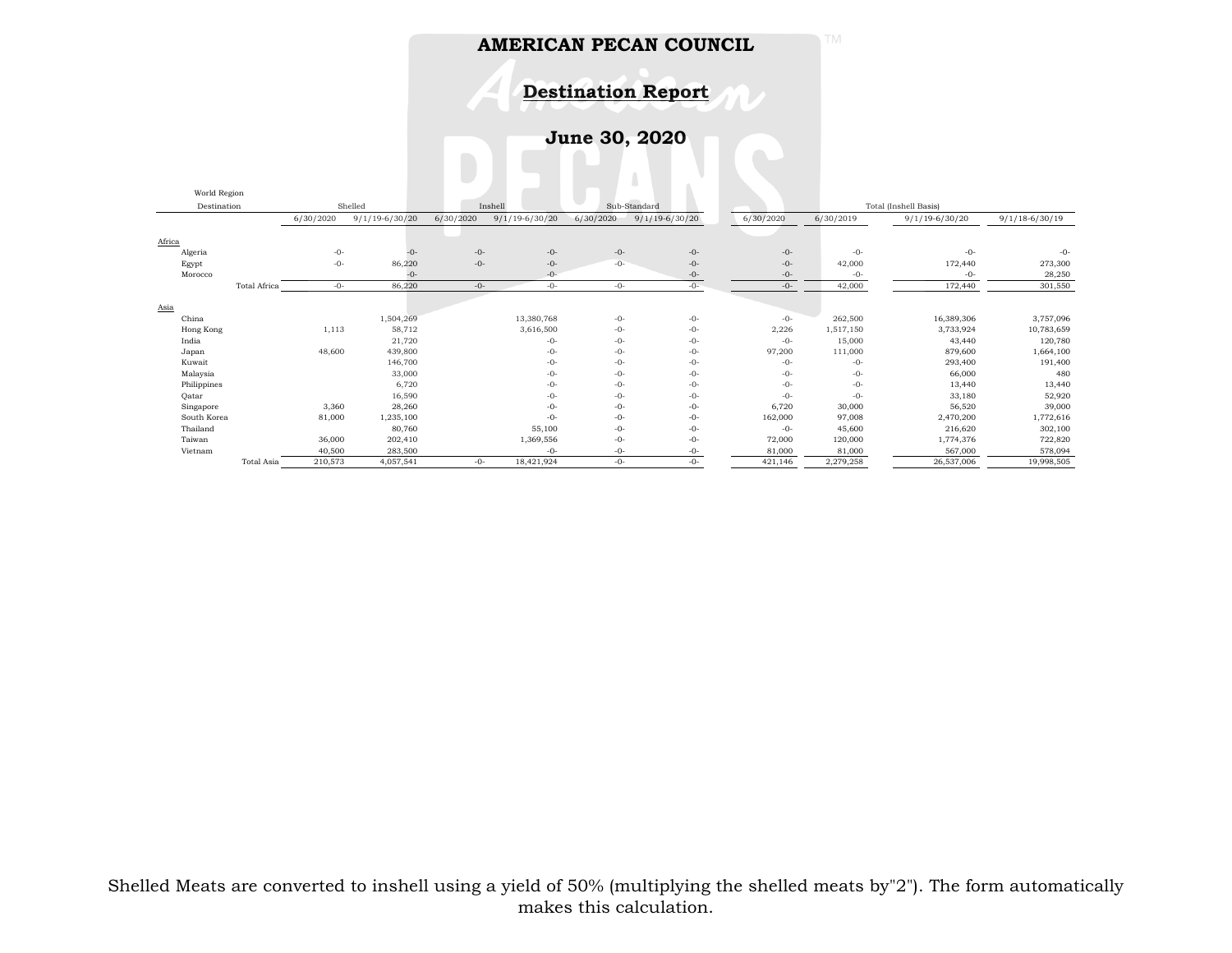# AMERICAN PECAN COUNCIL

## Destination Report

## June 30, 2020

| World Region Destination | Shelled | | Inshell | | Sub-Standard | | Total (Inshell Basis) | | | |
|---|---|---|---|---|---|---|---|---|---|---|
| | 6/30/2020 | 9/1/19-6/30/20 | 6/30/2020 | 9/1/19-6/30/20 | 6/30/2020 | 9/1/19-6/30/20 | 6/30/2020 | 6/30/2019 | 9/1/19-6/30/20 | 9/1/18-6/30/19 |
| **Africa** | | | | | | | | | | |
| Algeria | -0- | -0- | -0- | -0- | -0- | -0- | -0- | -0- | -0- | -0- |
| Egypt | -0- | 86,220 | -0- | -0- | -0- | -0- | -0- | 42,000 | 172,440 | 273,300 |
| Morocco | | -0- | | -0- | | -0- | -0- | -0- | -0- | 28,250 |
| Total Africa | -0- | 86,220 | -0- | -0- | -0- | -0- | -0- | 42,000 | 172,440 | 301,550 |
| **Asia** | | | | | | | | | | |
| China | | 1,504,269 | | 13,380,768 | -0- | -0- | -0- | 262,500 | 16,389,306 | 3,757,096 |
| Hong Kong | 1,113 | 58,712 | | 3,616,500 | -0- | -0- | 2,226 | 1,517,150 | 3,733,924 | 10,783,659 |
| India | | 21,720 | | -0- | -0- | -0- | -0- | 15,000 | 43,440 | 120,780 |
| Japan | 48,600 | 439,800 | | -0- | -0- | -0- | 97,200 | 111,000 | 879,600 | 1,664,100 |
| Kuwait | | 146,700 | | -0- | -0- | -0- | -0- | -0- | 293,400 | 191,400 |
| Malaysia | | 33,000 | | -0- | -0- | -0- | -0- | -0- | 66,000 | 480 |
| Philippines | | 6,720 | | -0- | -0- | -0- | -0- | -0- | 13,440 | 13,440 |
| Qatar | | 16,590 | | -0- | -0- | -0- | -0- | -0- | 33,180 | 52,920 |
| Singapore | 3,360 | 28,260 | | -0- | -0- | -0- | 6,720 | 30,000 | 56,520 | 39,000 |
| South Korea | 81,000 | 1,235,100 | | -0- | -0- | -0- | 162,000 | 97,008 | 2,470,200 | 1,772,616 |
| Thailand | | 80,760 | | 55,100 | -0- | -0- | -0- | 45,600 | 216,620 | 302,100 |
| Taiwan | 36,000 | 202,410 | | 1,369,556 | -0- | -0- | 72,000 | 120,000 | 1,774,376 | 722,820 |
| Vietnam | 40,500 | 283,500 | | -0- | -0- | -0- | 81,000 | 81,000 | 567,000 | 578,094 |
| Total Asia | 210,573 | 4,057,541 | -0- | 18,421,924 | -0- | -0- | 421,146 | 2,279,258 | 26,537,006 | 19,998,505 |

Shelled Meats are converted to inshell using a yield of 50% (multiplying the shelled meats by"2"). The form automatically makes this calculation.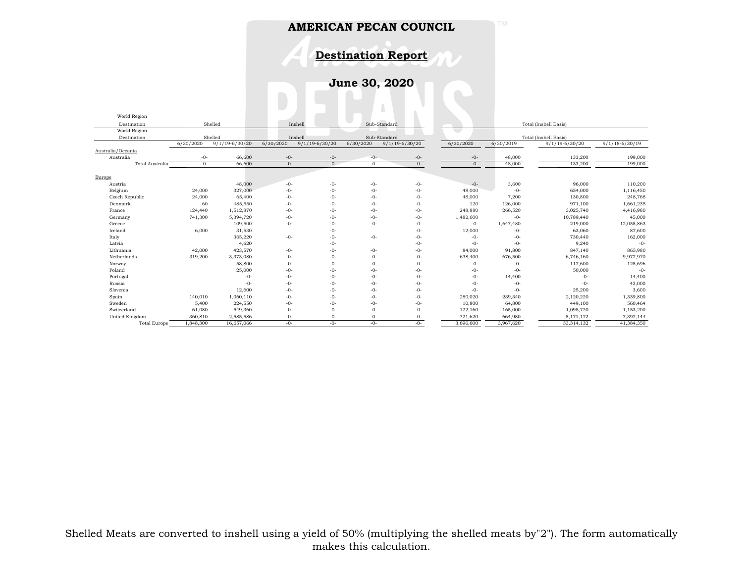# AMERICAN PECAN COUNCIL

## Destination Report

## June 30, 2020

| World Region Destination | Shelled | | Inshell | | Sub-Standard | | Total (Inshell Basis) | | | |
|---|---|---|---|---|---|---|---|---|---|---|
| | 6/30/2020 | 9/1/19-6/30/20 | 6/30/2020 | 9/1/19-6/30/20 | 6/30/2020 | 9/1/19-6/30/20 | 6/30/2020 | 6/30/2019 | 9/1/19-6/30/20 | 9/1/18-6/30/19 |
| Australia/Oceania | | | | | | | | | | |
| Australia | -0- | 66,600 | -0- | -0- | -0- | -0- | -0- | 48,000 | 133,200 | 199,000 |
| Total Australia | -0- | 66,600 | -0- | -0- | -0- | -0- | -0- | 48,000 | 133,200 | 199,000 |
| Europe | | | | | | | | | | |
| Austria | | 48,000 | -0- | -0- | -0- | -0- | -0- | 3,600 | 96,000 | 110,200 |
| Belgium | 24,000 | 327,000 | -0- | -0- | -0- | -0- | 48,000 | -0- | 654,000 | 1,116,450 |
| Czech Republic | 24,000 | 65,400 | -0- | -0- | -0- | -0- | 48,000 | 7,200 | 130,800 | 248,768 |
| Denmark | 60 | 485,550 | -0- | -0- | -0- | -0- | 120 | 126,000 | 971,100 | 1,661,235 |
| France | 124,440 | 1,512,870 | -0- | -0- | -0- | -0- | 248,880 | 266,520 | 3,025,740 | 4,416,980 |
| Germany | 741,300 | 5,394,720 | -0- | -0- | -0- | -0- | 1,482,600 | -0- | 10,789,440 | 45,000 |
| Greece | | 109,500 | -0- | -0- | -0- | -0- | -0- | 1,647,480 | 219,000 | 12,055,863 |
| Ireland | 6,000 | 31,530 | | -0- | | -0- | 12,000 | -0- | 63,060 | 87,600 |
| Italy | | 365,220 | -0- | -0- | -0- | -0- | -0- | -0- | 730,440 | 162,000 |
| Latvia | | 4,620 | | -0- | | -0- | -0- | -0- | 9,240 | -0- |
| Lithuania | 42,000 | 423,570 | -0- | -0- | -0- | -0- | 84,000 | 91,800 | 847,140 | 865,980 |
| Netherlands | 319,200 | 3,373,080 | -0- | -0- | -0- | -0- | 638,400 | 676,500 | 6,746,160 | 9,977,970 |
| Norway | | 58,800 | -0- | -0- | -0- | -0- | -0- | -0- | 117,600 | 125,696 |
| Poland | | 25,000 | -0- | -0- | -0- | -0- | -0- | -0- | 50,000 | -0- |
| Portugal | | -0- | -0- | -0- | -0- | -0- | -0- | 14,400 | -0- | 14,400 |
| Russia | | -0- | -0- | -0- | -0- | -0- | -0- | -0- | -0- | 42,000 |
| Slovenia | | 12,600 | -0- | -0- | -0- | -0- | -0- | -0- | 25,200 | 3,600 |
| Spain | 140,010 | 1,060,110 | -0- | -0- | -0- | -0- | 280,020 | 239,340 | 2,120,220 | 1,339,800 |
| Sweden | 5,400 | 224,550 | -0- | -0- | -0- | -0- | 10,800 | 64,800 | 449,100 | 560,464 |
| Switzerland | 61,080 | 549,360 | -0- | -0- | -0- | -0- | 122,160 | 165,000 | 1,098,720 | 1,153,200 |
| United Kingdom | 360,810 | 2,585,586 | -0- | -0- | -0- | -0- | 721,620 | 664,980 | 5,171,172 | 7,397,144 |
| Total Europe | 1,848,300 | 16,657,066 | -0- | -0- | -0- | -0- | 3,696,600 | 3,967,620 | 33,314,132 | 41,384,350 |

Shelled Meats are converted to inshell using a yield of 50% (multiplying the shelled meats by"2"). The form automatically makes this calculation.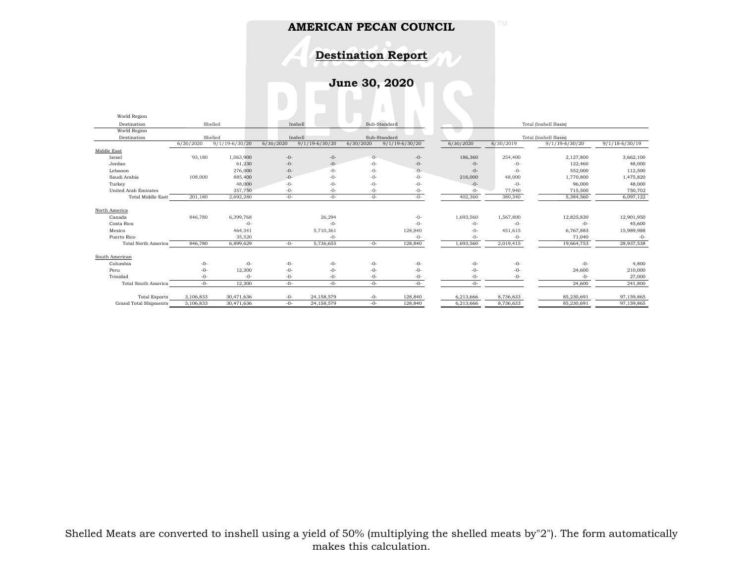# AMERICAN PECAN COUNCIL

## Destination Report

## June 30, 2020

| World Region Destination | Shelled | | Inshell | | Sub-Standard | | Total (Inshell Basis) | | | |
|---|---|---|---|---|---|---|---|---|---|---|
| | 6/30/2020 | 9/1/19-6/30/20 | 6/30/2020 | 9/1/19-6/30/20 | 6/30/2020 | 9/1/19-6/30/20 | 6/30/2020 | 6/30/2019 | 9/1/19-6/30/20 | 9/1/18-6/30/19 |
| Middle East | | | | | | | | | | |
| Israel | 93,180 | 1,063,900 | -0- | -0- | -0- | -0- | 186,360 | 254,400 | 2,127,800 | 3,662,100 |
| Jordan | | 61,230 | -0- | -0- | -0- | -0- | -0- | -0- | 122,460 | 48,000 |
| Lebanon | | 276,000 | -0- | -0- | -0- | -0- | -0- | -0- | 552,000 | 112,500 |
| Saudi Arabia | 108,000 | 885,400 | -0- | -0- | -0- | -0- | 216,000 | 48,000 | 1,770,800 | 1,475,820 |
| Turkey | | 48,000 | -0- | -0- | -0- | -0- | -0- | -0- | 96,000 | 48,000 |
| United Arab Emirates | | 357,750 | -0- | -0- | -0- | -0- | -0- | 77,940 | 715,500 | 750,702 |
| Total Middle East | 201,180 | 2,692,280 | -0- | -0- | -0- | -0- | 402,360 | 380,340 | 5,384,560 | 6,097,122 |
| North America | | | | | | | | | | |
| Canada | 846,780 | 6,399,768 | | 26,294 | | -0- | 1,693,560 | 1,567,800 | 12,825,830 | 12,901,950 |
| Costa Rica | | -0- | | -0- | | -0- | -0- | -0- | -0- | 45,600 |
| Mexico | | 464,341 | | 5,710,361 | | 128,840 | -0- | 451,615 | 6,767,883 | 15,989,988 |
| Puerto Rico | | 35,520 | | -0- | | -0- | -0- | -0- | 71,040 | -0- |
| Total North America | 846,780 | 6,899,629 | -0- | 5,736,655 | -0- | 128,840 | 1,693,560 | 2,019,415 | 19,664,753 | 28,937,538 |
| South American | | | | | | | | | | |
| Columbia | -0- | -0- | -0- | -0- | -0- | -0- | -0- | -0- | -0- | 4,800 |
| Peru | -0- | 12,300 | -0- | -0- | -0- | -0- | -0- | -0- | 24,600 | 210,000 |
| Trinidad | -0- | -0- | -0- | -0- | -0- | -0- | -0- | -0- | -0- | 27,000 |
| Total South America | -0- | 12,300 | -0- | -0- | -0- | -0- | -0- | | 24,600 | 241,800 |
| Total Exports | 3,106,833 | 30,471,636 | -0- | 24,158,579 | -0- | 128,840 | 6,213,666 | 8,736,633 | 85,230,691 | 97,159,865 |
| Grand Total Shipments | 3,106,833 | 30,471,636 | -0- | 24,158,579 | -0- | 128,840 | 6,213,666 | 8,736,633 | 85,230,691 | 97,159,865 |

Shelled Meats are converted to inshell using a yield of 50% (multiplying the shelled meats by"2"). The form automatically makes this calculation.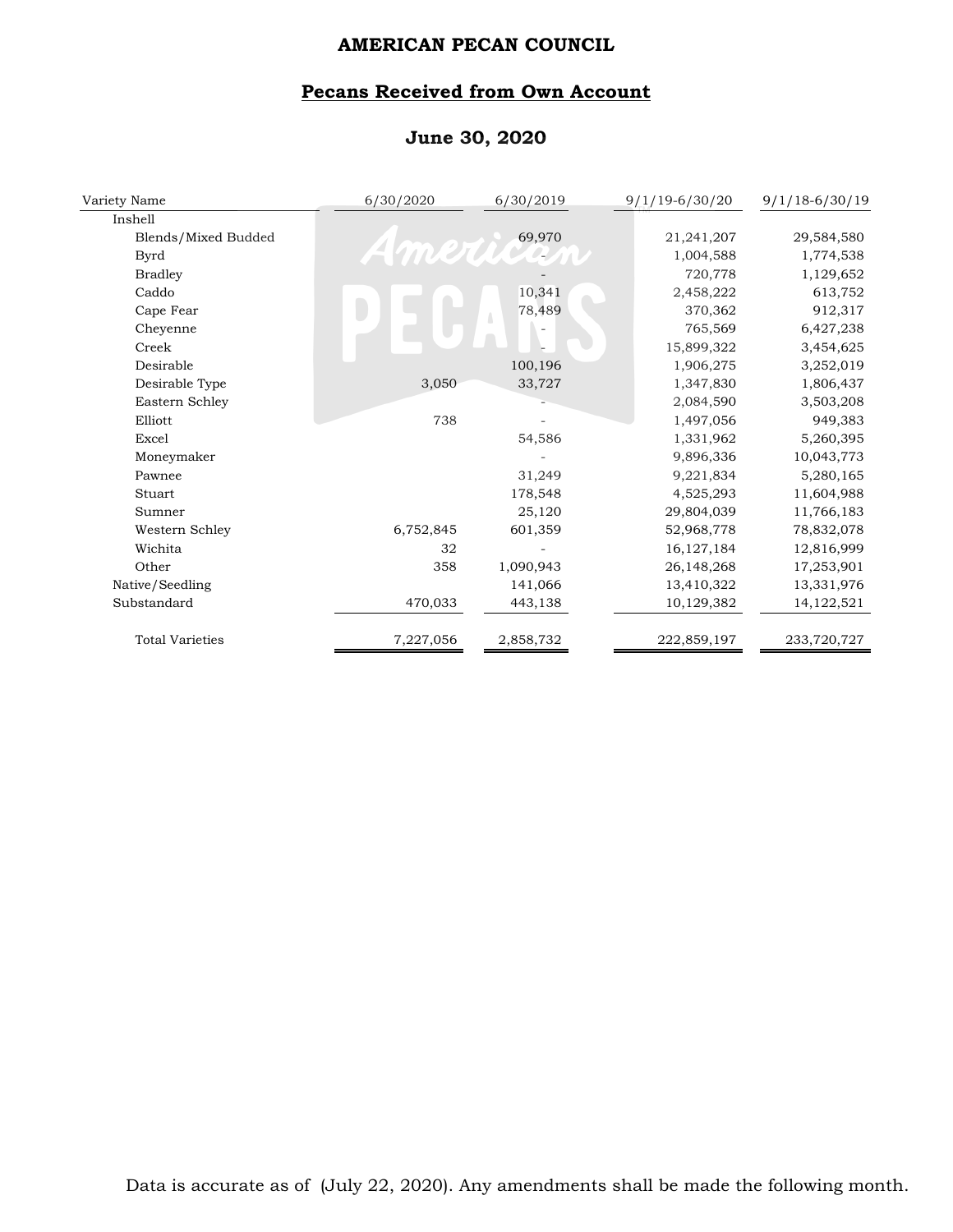# AMERICAN PECAN COUNCIL

## Pecans Received from Own Account

### June 30, 2020

| Variety Name | 6/30/2020 | 6/30/2019 | 9/1/19-6/30/20 | 9/1/18-6/30/19 |
|---|---|---|---|---|
| Inshell | | | | |
| Blends/Mixed Budded | | 69,970 | 21,241,207 | 29,584,580 |
| Byrd | | - | 1,004,588 | 1,774,538 |
| Bradley | | - | 720,778 | 1,129,652 |
| Caddo | | 10,341 | 2,458,222 | 613,752 |
| Cape Fear | | 78,489 | 370,362 | 912,317 |
| Cheyenne | | - | 765,569 | 6,427,238 |
| Creek | | - | 15,899,322 | 3,454,625 |
| Desirable | | 100,196 | 1,906,275 | 3,252,019 |
| Desirable Type | 3,050 | 33,727 | 1,347,830 | 1,806,437 |
| Eastern Schley | | - | 2,084,590 | 3,503,208 |
| Elliott | 738 | - | 1,497,056 | 949,383 |
| Excel | | 54,586 | 1,331,962 | 5,260,395 |
| Moneymaker | | - | 9,896,336 | 10,043,773 |
| Pawnee | | 31,249 | 9,221,834 | 5,280,165 |
| Stuart | | 178,548 | 4,525,293 | 11,604,988 |
| Sumner | | 25,120 | 29,804,039 | 11,766,183 |
| Western Schley | 6,752,845 | 601,359 | 52,968,778 | 78,832,078 |
| Wichita | 32 | - | 16,127,184 | 12,816,999 |
| Other | 358 | 1,090,943 | 26,148,268 | 17,253,901 |
| Native/Seedling | | 141,066 | 13,410,322 | 13,331,976 |
| Substandard | 470,033 | 443,138 | 10,129,382 | 14,122,521 |
| Total Varieties | 7,227,056 | 2,858,732 | 222,859,197 | 233,720,727 |

Data is accurate as of (July 22, 2020). Any amendments shall be made the following month.